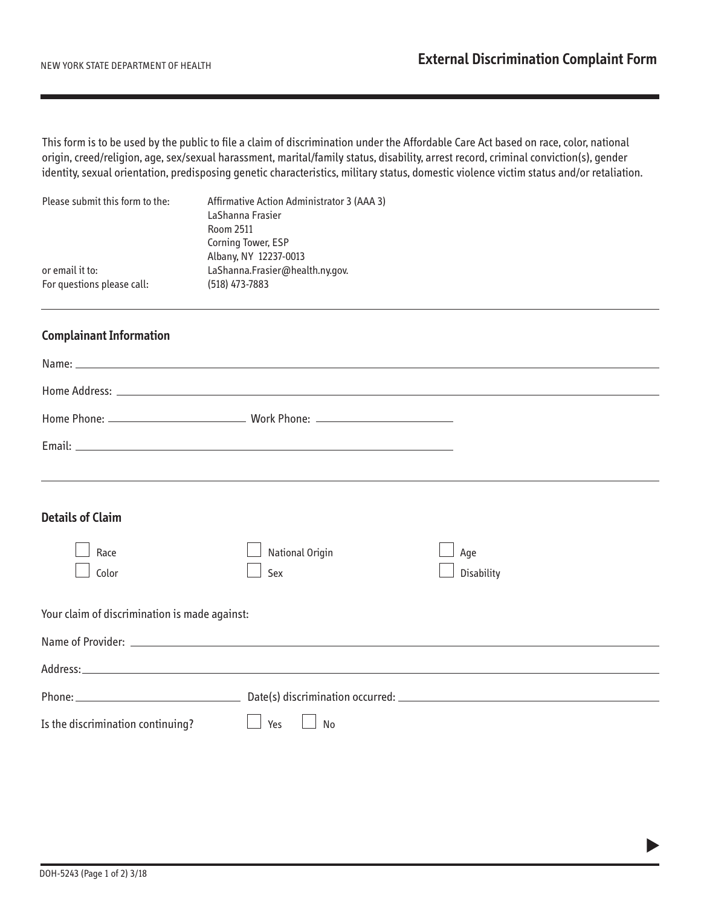NEW YORK STATE DEPARTMENT OF HEALTH

# External Discrimination Complaint Form

This form is to be used by the public to file a claim of discrimination under the Affordable Care Act based on race, color, national origin, creed/religion, age, sex/sexual harassment, marital/family status, disability, arrest record, criminal conviction(s), gender identity, sexual orientation, predisposing genetic characteristics, military status, domestic violence victim status and/or retaliation.

| | |
|---|---|
| Please submit this form to the: | Affirmative Action Administrator 3 (AAA 3)<br>LaShanna Frasier<br>Room 2511<br>Corning Tower, ESP<br>Albany, NY 12237-0013 |
| or email it to: | LaShanna.Frasier@health.ny.gov. |
| For questions please call: | (518) 473-7883 |

## Complainant Information

Name: ______________________________

Home Address: ______________________________

Home Phone: ______________ Work Phone: ______________

Email: ______________________________

## Details of Claim

☐ Race ☐ National Origin ☐ Age

☐ Color ☐ Sex ☐ Disability

Your claim of discrimination is made against:

Name of Provider: ______________________________

Address: ______________________________

Phone: ______________ Date(s) discrimination occurred: ______________

Is the discrimination continuing? ☐ Yes ☐ No

DOH-5243 (Page 1 of 2) 3/18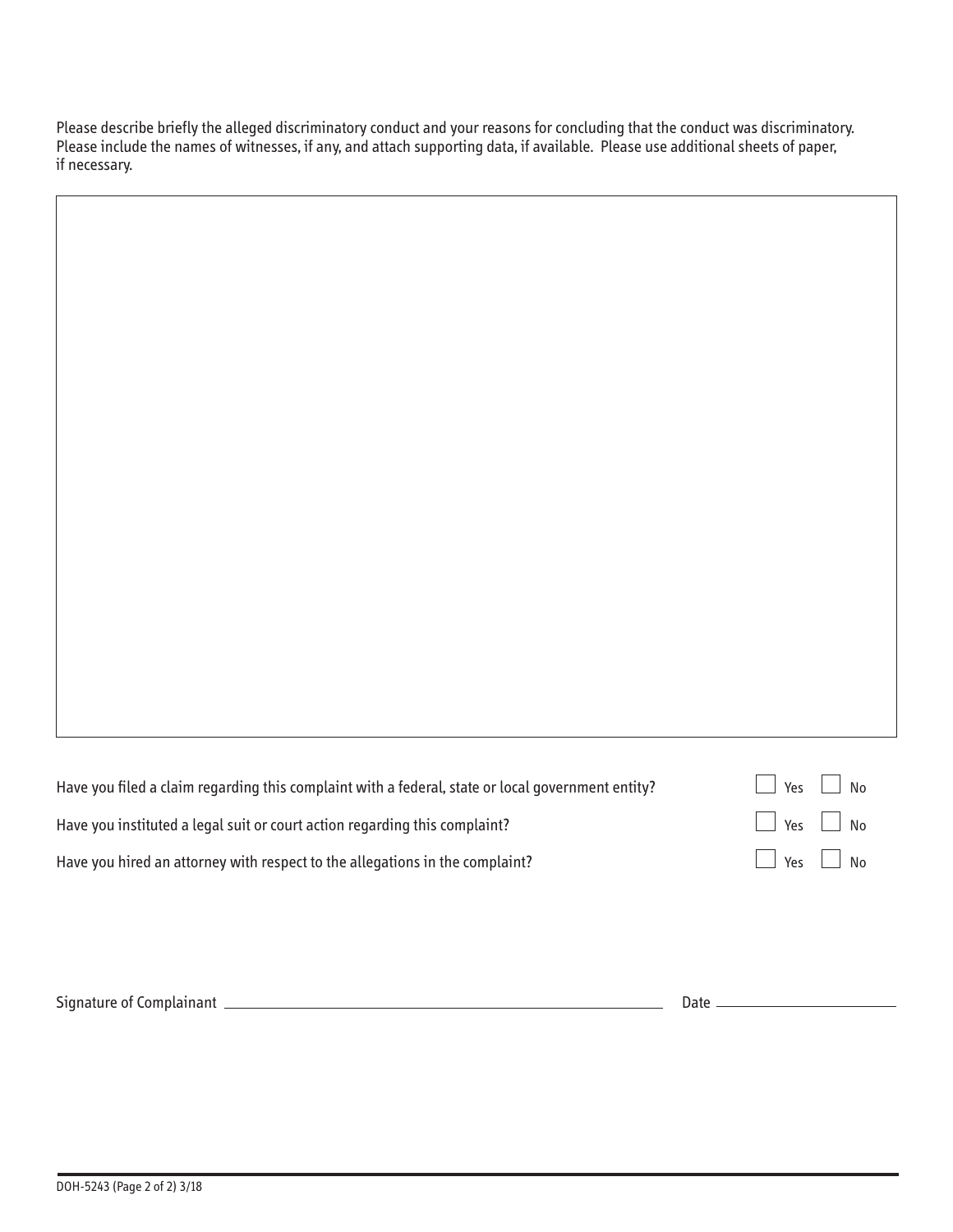Please describe briefly the alleged discriminatory conduct and your reasons for concluding that the conduct was discriminatory. Please include the names of witnesses, if any, and attach supporting data, if available. Please use additional sheets of paper, if necessary.

| |
|---|
| |

Have you filed a claim regarding this complaint with a federal, state or local government entity? ☐ Yes ☐ No

Have you instituted a legal suit or court action regarding this complaint? ☐ Yes ☐ No

Have you hired an attorney with respect to the allegations in the complaint? ☐ Yes ☐ No

Signature of Complainant \_\_\_\_\_\_\_\_\_\_\_\_\_\_\_\_\_\_\_\_\_\_\_\_\_\_\_\_\_\_ Date \_\_\_\_\_\_\_\_\_\_\_\_\_\_

DOH-5243 (Page 2 of 2) 3/18